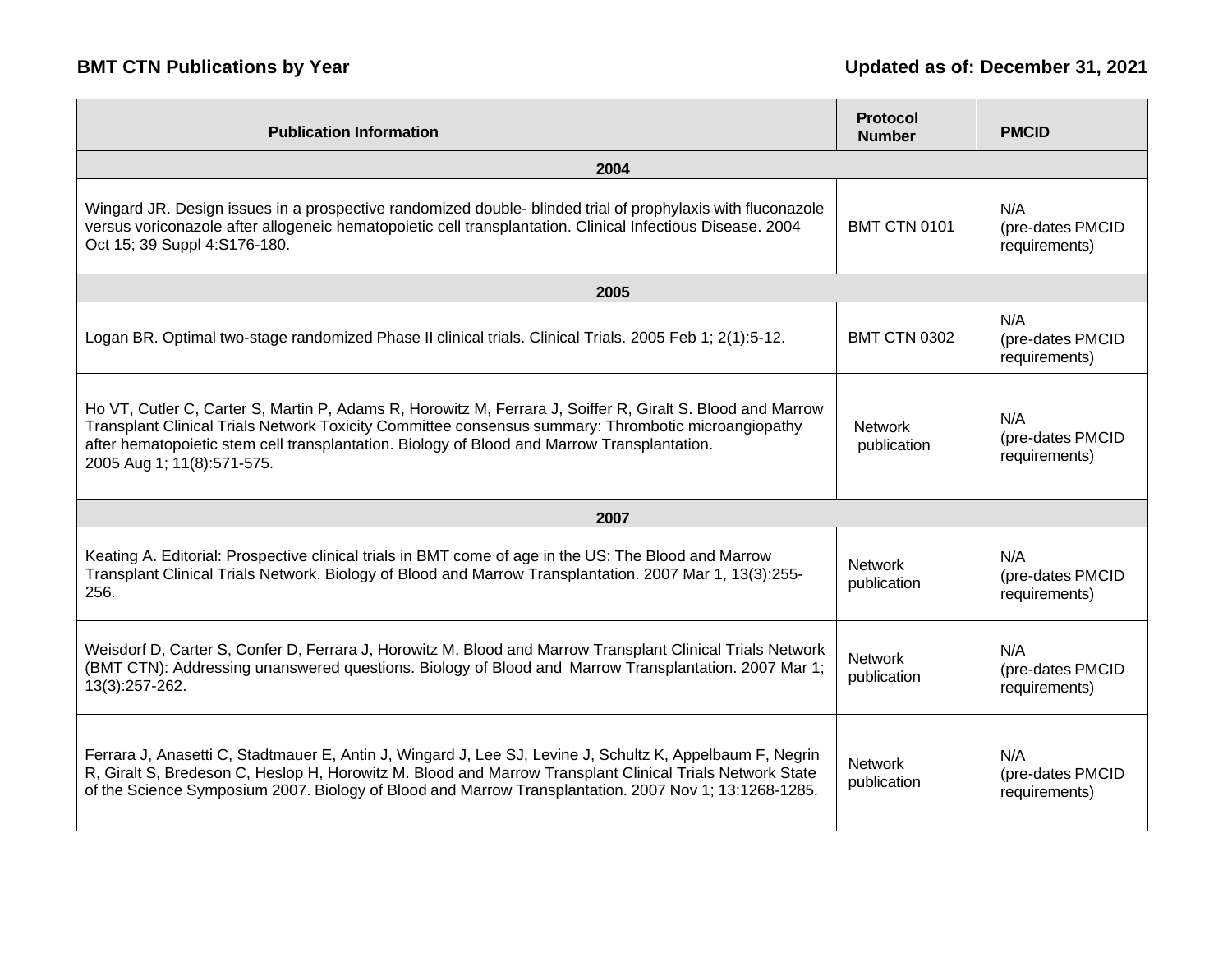**BMT CTN Publications by Year**

**Updated as of: December 31, 2021**

| Publication Information | Protocol Number | PMCID |
|---|---|---|
| **2004** | | |
| Wingard JR. Design issues in a prospective randomized double- blinded trial of prophylaxis with fluconazole versus voriconazole after allogeneic hematopoietic cell transplantation. Clinical Infectious Disease. 2004 Oct 15; 39 Suppl 4:S176-180. | BMT CTN 0101 | N/A (pre-dates PMCID requirements) |
| **2005** | | |
| Logan BR. Optimal two-stage randomized Phase II clinical trials. Clinical Trials. 2005 Feb 1; 2(1):5-12. | BMT CTN 0302 | N/A (pre-dates PMCID requirements) |
| Ho VT, Cutler C, Carter S, Martin P, Adams R, Horowitz M, Ferrara J, Soiffer R, Giralt S. Blood and Marrow Transplant Clinical Trials Network Toxicity Committee consensus summary: Thrombotic microangiopathy after hematopoietic stem cell transplantation. Biology of Blood and Marrow Transplantation. 2005 Aug 1; 11(8):571-575. | Network publication | N/A (pre-dates PMCID requirements) |
| **2007** | | |
| Keating A. Editorial: Prospective clinical trials in BMT come of age in the US: The Blood and Marrow Transplant Clinical Trials Network. Biology of Blood and Marrow Transplantation. 2007 Mar 1, 13(3):255-256. | Network publication | N/A (pre-dates PMCID requirements) |
| Weisdorf D, Carter S, Confer D, Ferrara J, Horowitz M. Blood and Marrow Transplant Clinical Trials Network (BMT CTN): Addressing unanswered questions. Biology of Blood and Marrow Transplantation. 2007 Mar 1; 13(3):257-262. | Network publication | N/A (pre-dates PMCID requirements) |
| Ferrara J, Anasetti C, Stadtmauer E, Antin J, Wingard J, Lee SJ, Levine J, Schultz K, Appelbaum F, Negrin R, Giralt S, Bredeson C, Heslop H, Horowitz M. Blood and Marrow Transplant Clinical Trials Network State of the Science Symposium 2007. Biology of Blood and Marrow Transplantation. 2007 Nov 1; 13:1268-1285. | Network publication | N/A (pre-dates PMCID requirements) |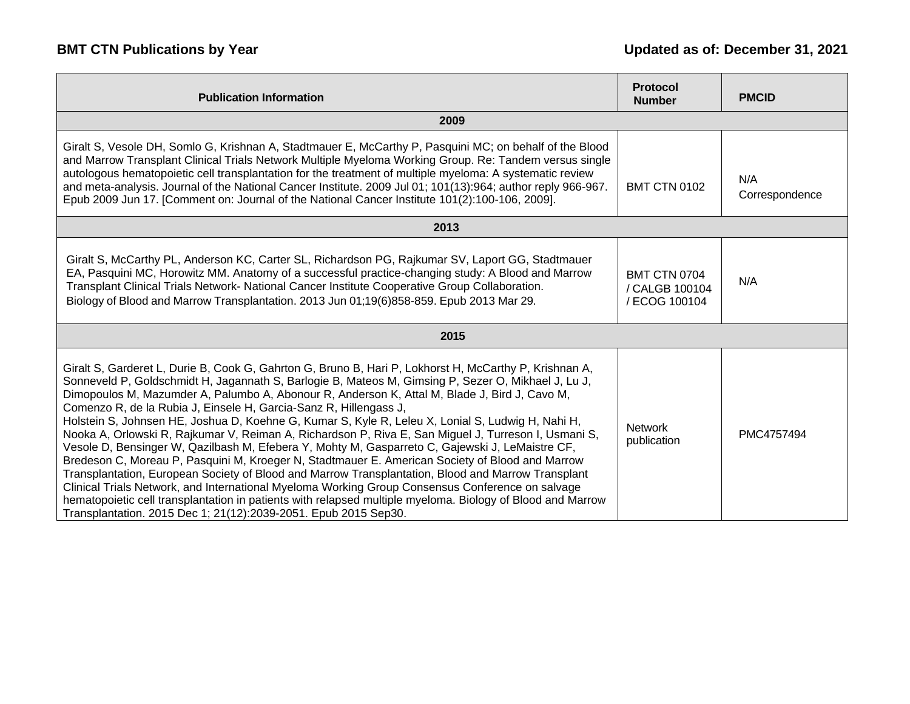**BMT CTN Publications by Year** — **Updated as of: December 31, 2021**

| Publication Information | Protocol Number | PMCID |
| --- | --- | --- |
| **2009** | | |
| Giralt S, Vesole DH, Somlo G, Krishnan A, Stadtmauer E, McCarthy P, Pasquini MC; on behalf of the Blood and Marrow Transplant Clinical Trials Network Multiple Myeloma Working Group. Re: Tandem versus single autologous hematopoietic cell transplantation for the treatment of multiple myeloma: A systematic review and meta-analysis. Journal of the National Cancer Institute. 2009 Jul 01; 101(13):964; author reply 966-967. Epub 2009 Jun 17. [Comment on: Journal of the National Cancer Institute 101(2):100-106, 2009]. | BMT CTN 0102 | N/A Correspondence |
| **2013** | | |
| Giralt S, McCarthy PL, Anderson KC, Carter SL, Richardson PG, Rajkumar SV, Laport GG, Stadtmauer EA, Pasquini MC, Horowitz MM. Anatomy of a successful practice-changing study: A Blood and Marrow Transplant Clinical Trials Network- National Cancer Institute Cooperative Group Collaboration. Biology of Blood and Marrow Transplantation. 2013 Jun 01;19(6)858-859. Epub 2013 Mar 29. | BMT CTN 0704 / CALGB 100104 / ECOG 100104 | N/A |
| **2015** | | |
| Giralt S, Garderet L, Durie B, Cook G, Gahrton G, Bruno B, Hari P, Lokhorst H, McCarthy P, Krishnan A, Sonneveld P, Goldschmidt H, Jagannath S, Barlogie B, Mateos M, Gimsing P, Sezer O, Mikhael J, Lu J, Dimopoulos M, Mazumder A, Palumbo A, Abonour R, Anderson K, Attal M, Blade J, Bird J, Cavo M, Comenzo R, de la Rubia J, Einsele H, Garcia-Sanz R, Hillengass J, Holstein S, Johnsen HE, Joshua D, Koehne G, Kumar S, Kyle R, Leleu X, Lonial S, Ludwig H, Nahi H, Nooka A, Orlowski R, Rajkumar V, Reiman A, Richardson P, Riva E, San Miguel J, Turreson I, Usmani S, Vesole D, Bensinger W, Qazilbash M, Efebera Y, Mohty M, Gasparreto C, Gajewski J, LeMaistre CF, Bredeson C, Moreau P, Pasquini M, Kroeger N, Stadtmauer E. American Society of Blood and Marrow Transplantation, European Society of Blood and Marrow Transplantation, Blood and Marrow Transplant Clinical Trials Network, and International Myeloma Working Group Consensus Conference on salvage hematopoietic cell transplantation in patients with relapsed multiple myeloma. Biology of Blood and Marrow Transplantation. 2015 Dec 1; 21(12):2039-2051. Epub 2015 Sep30. | Network publication | PMC4757494 |